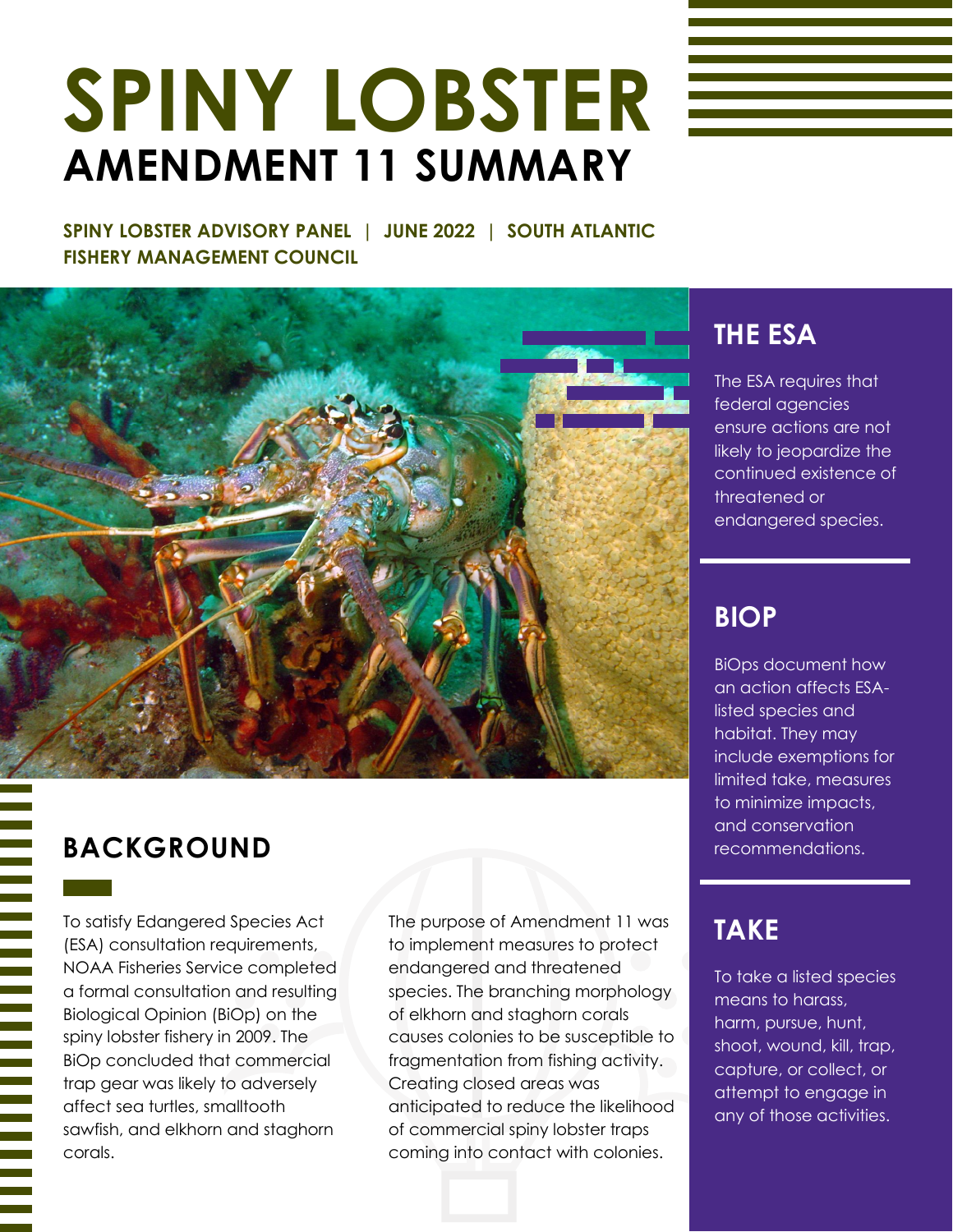# SPINY LOBSTER
## AMENDMENT 11 SUMMARY

**SPINY LOBSTER ADVISORY PANEL | JUNE 2022 | SOUTH ATLANTIC FISHERY MANAGEMENT COUNCIL**

## BACKGROUND

To satisfy Edangered Species Act (ESA) consultation requirements, NOAA Fisheries Service completed a formal consultation and resulting Biological Opinion (BiOp) on the spiny lobster fishery in 2009. The BiOp concluded that commercial trap gear was likely to adversely affect sea turtles, smalltooth sawfish, and elkhorn and staghorn corals.

The purpose of Amendment 11 was to implement measures to protect endangered and threatened species. The branching morphology of elkhorn and staghorn corals causes colonies to be susceptible to fragmentation from fishing activity. Creating closed areas was anticipated to reduce the likelihood of commercial spiny lobster traps coming into contact with colonies.

## THE ESA

The ESA requires that federal agencies ensure actions are not likely to jeopardize the continued existence of threatened or endangered species.

## BIOP

BiOps document how an action affects ESA-listed species and habitat. They may include exemptions for limited take, measures to minimize impacts, and conservation recommendations.

## TAKE

To take a listed species means to harass, harm, pursue, hunt, shoot, wound, kill, trap, capture, or collect, or attempt to engage in any of those activities.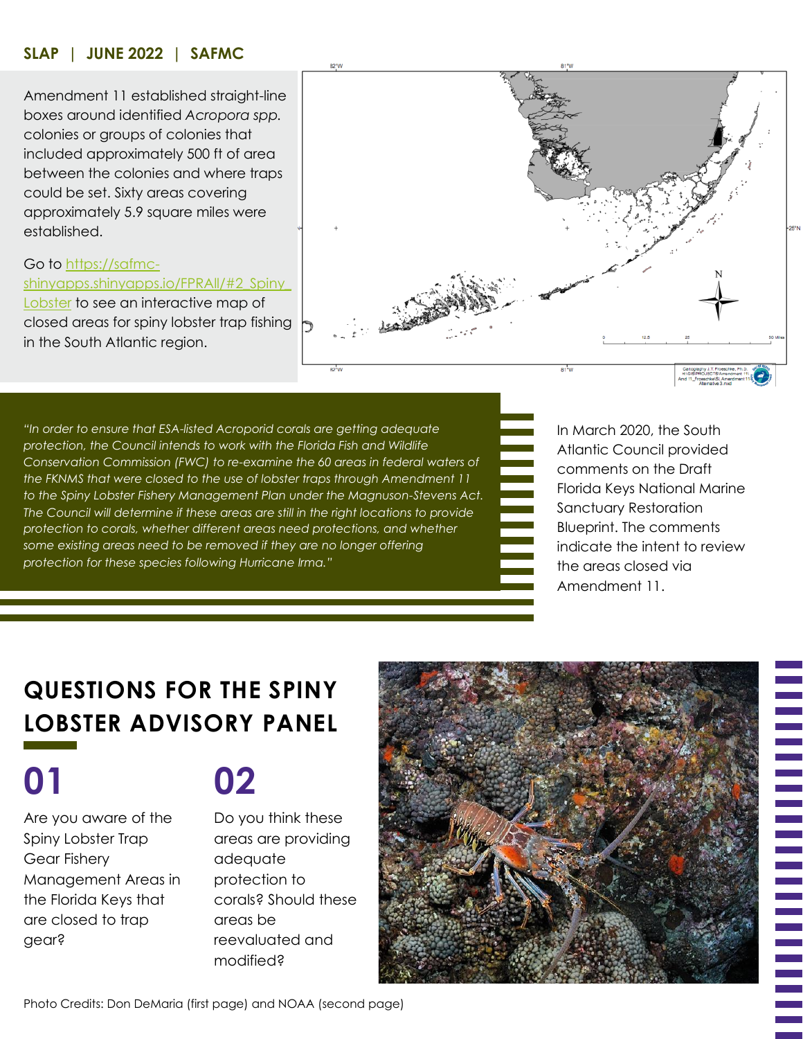Amendment 11 established straight-line boxes around identified *Acropora spp.* colonies or groups of colonies that included approximately 500 ft of area between the colonies and where traps could be set. Sixty areas covering approximately 5.9 square miles were established.

Go to [https://safmc-shinyapps.shinyapps.io/FPRAll/#2_Spiny_Lobster](https://safmc-shinyapps.shinyapps.io/FPRAll/#2_Spiny_Lobster) to see an interactive map of closed areas for spiny lobster trap fishing in the South Atlantic region.

*"In order to ensure that ESA-listed Acroporid corals are getting adequate protection, the Council intends to work with the Florida Fish and Wildlife Conservation Commission (FWC) to re-examine the 60 areas in federal waters of the FKNMS that were closed to the use of lobster traps through Amendment 11 to the Spiny Lobster Fishery Management Plan under the Magnuson-Stevens Act. The Council will determine if these areas are still in the right locations to provide protection to corals, whether different areas need protections, and whether some existing areas need to be removed if they are no longer offering protection for these species following Hurricane Irma."*

In March 2020, the South Atlantic Council provided comments on the Draft Florida Keys National Marine Sanctuary Restoration Blueprint. The comments indicate the intent to review the areas closed via Amendment 11.

## QUESTIONS FOR THE SPINY LOBSTER ADVISORY PANEL

### 01

Are you aware of the Spiny Lobster Trap Gear Fishery Management Areas in the Florida Keys that are closed to trap gear?

### 02

Do you think these areas are providing adequate protection to corals? Should these areas be reevaluated and modified?

Photo Credits: Don DeMaria (first page) and NOAA (second page)